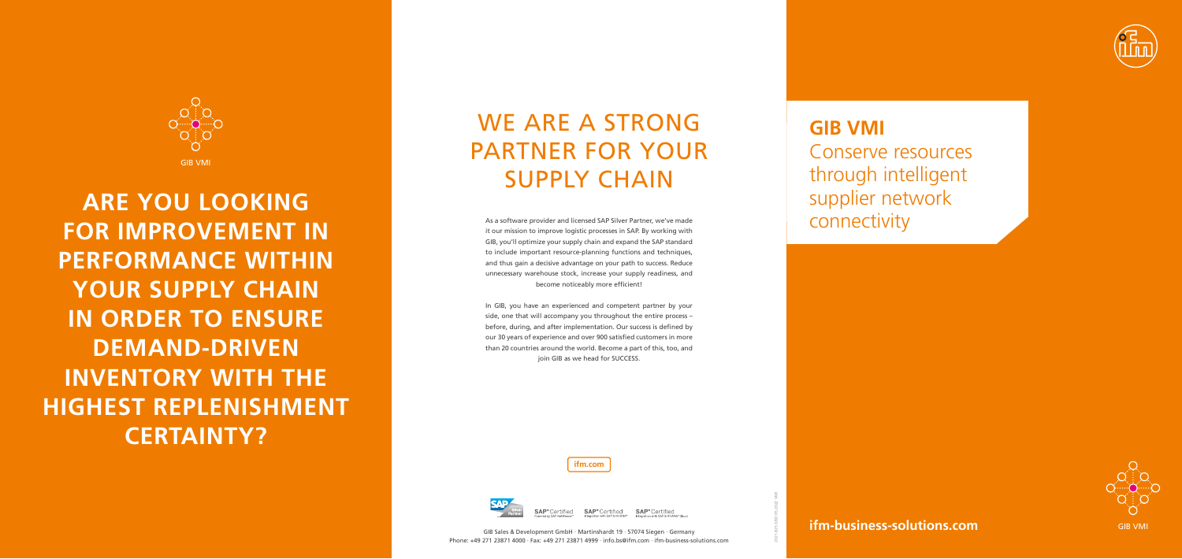GIB VMI

# ARE YOU LOOKING FOR IMPROVEMENT IN PERFORMANCE WITHIN YOUR SUPPLY CHAIN IN ORDER TO ENSURE DEMAND-DRIVEN INVENTORY WITH THE HIGHEST REPLENISHMENT CERTAINTY?

# WE ARE A STRONG PARTNER FOR YOUR SUPPLY CHAIN

As a software provider and licensed SAP Silver Partner, we've made it our mission to improve logistic processes in SAP. By working with GIB, you'll optimize your supply chain and expand the SAP standard to include important resource-planning functions and techniques, and thus gain a decisive advantage on your path to success. Reduce unnecessary warehouse stock, increase your supply readiness, and become noticeably more efficient!

In GIB, you have an experienced and competent partner by your side, one that will accompany you throughout the entire process – before, during, and after implementation. Our success is defined by our 30 years of experience and over 900 satisfied customers in more than 20 countries around the world. Become a part of this, too, and join GIB as we head for SUCCESS.

ifm.com

SAP Silver Partner · SAP® Certified Powered by SAP NetWeaver® · SAP® Certified Integration with SAP S/4HANA® · SAP® Certified Integration with SAP S/4HANA® Cloud

GIB Sales & Development GmbH · Martinshardt 19 · 57074 Siegen · Germany
Phone: +49 271 23871 4000 · Fax: +49 271 23871 4999 · info.bs@ifm.com · ifm-business-solutions.com

# GIB VMI

Conserve resources through intelligent supplier network connectivity

**ifm-business-solutions.com**

GIB VMI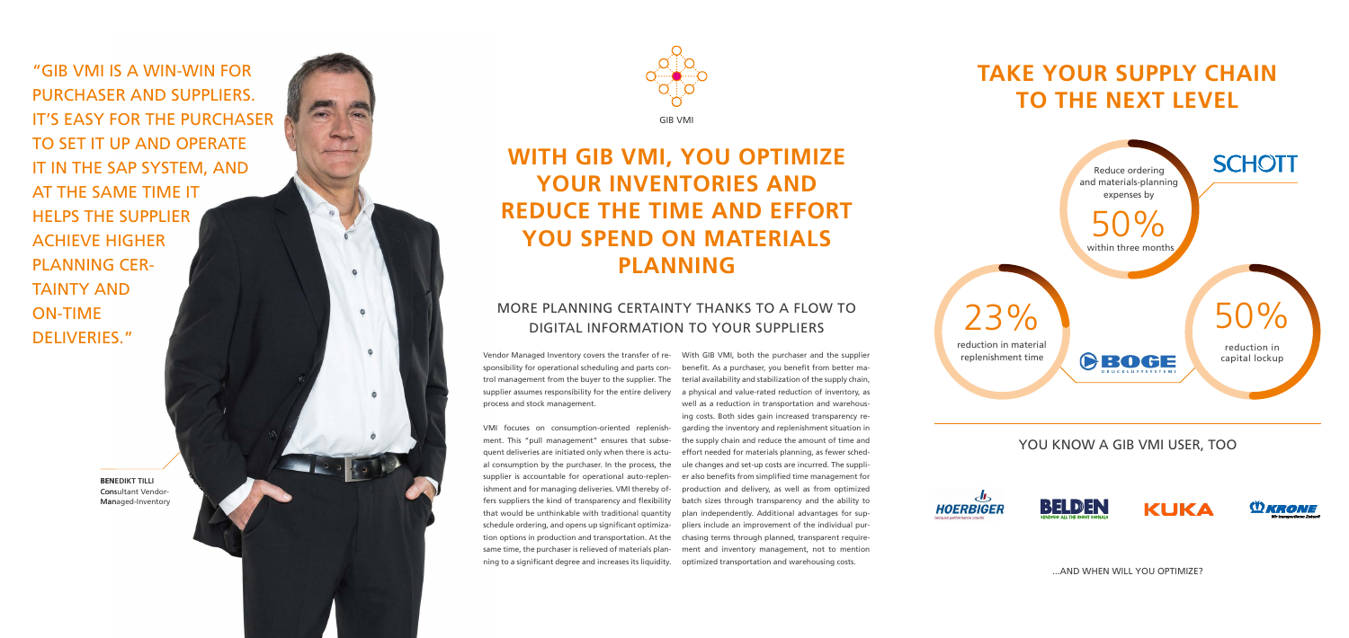"GIB VMI IS A WIN-WIN FOR PURCHASER AND SUPPLIERS. IT'S EASY FOR THE PURCHASER TO SET IT UP AND OPERATE IT IN THE SAP SYSTEM, AND AT THE SAME TIME IT HELPS THE SUPPLIER ACHIEVE HIGHER PLANNING CERTAINTY AND ON-TIME DELIVERIES."

**BENEDIKT TILLI**
Consultant Vendor-Managed-Inventory

GIB VMI

# WITH GIB VMI, YOU OPTIMIZE YOUR INVENTORIES AND REDUCE THE TIME AND EFFORT YOU SPEND ON MATERIALS PLANNING

## MORE PLANNING CERTAINTY THANKS TO A FLOW TO DIGITAL INFORMATION TO YOUR SUPPLIERS

Vendor Managed Inventory covers the transfer of responsibility for operational scheduling and parts control management from the buyer to the supplier. The supplier assumes responsibility for the entire delivery process and stock management.

VMI focuses on consumption-oriented replenishment. This "pull management" ensures that subsequent deliveries are initiated only when there is actual consumption by the purchaser. In the process, the supplier is accountable for operational auto-replenishment and for managing deliveries. VMI thereby offers suppliers the kind of transparency and flexibility that would be unthinkable with traditional quantity schedule ordering, and opens up significant optimization options in production and transportation. At the same time, the purchaser is relieved of materials planning to a significant degree and increases its liquidity.

With GIB VMI, both the purchaser and the supplier benefit. As a purchaser, you benefit from better material availability and stabilization of the supply chain, a physical and value-rated reduction of inventory, as well as a reduction in transportation and warehousing costs. Both sides gain increased transparency regarding the inventory and replenishment situation in the supply chain and reduce the amount of time and effort needed for materials planning, as fewer schedule changes and set-up costs are incurred. The supplier also benefits from simplified time management for production and delivery, as well as from optimized batch sizes through transparency and the ability to plan independently. Additional advantages for suppliers include an improvement of the individual purchasing terms through planned, transparent requirement and inventory management, not to mention optimized transportation and warehousing costs.

# TAKE YOUR SUPPLY CHAIN TO THE NEXT LEVEL

SCHOTT

Reduce ordering and materials-planning expenses by

50%

within three months

23%

reduction in material replenishment time

BOGE

50%

reduction in capital lockup

## YOU KNOW A GIB VMI USER, TOO

HOERBIGER

BELDEN

KUKA

KRONE

...AND WHEN WILL YOU OPTIMIZE?